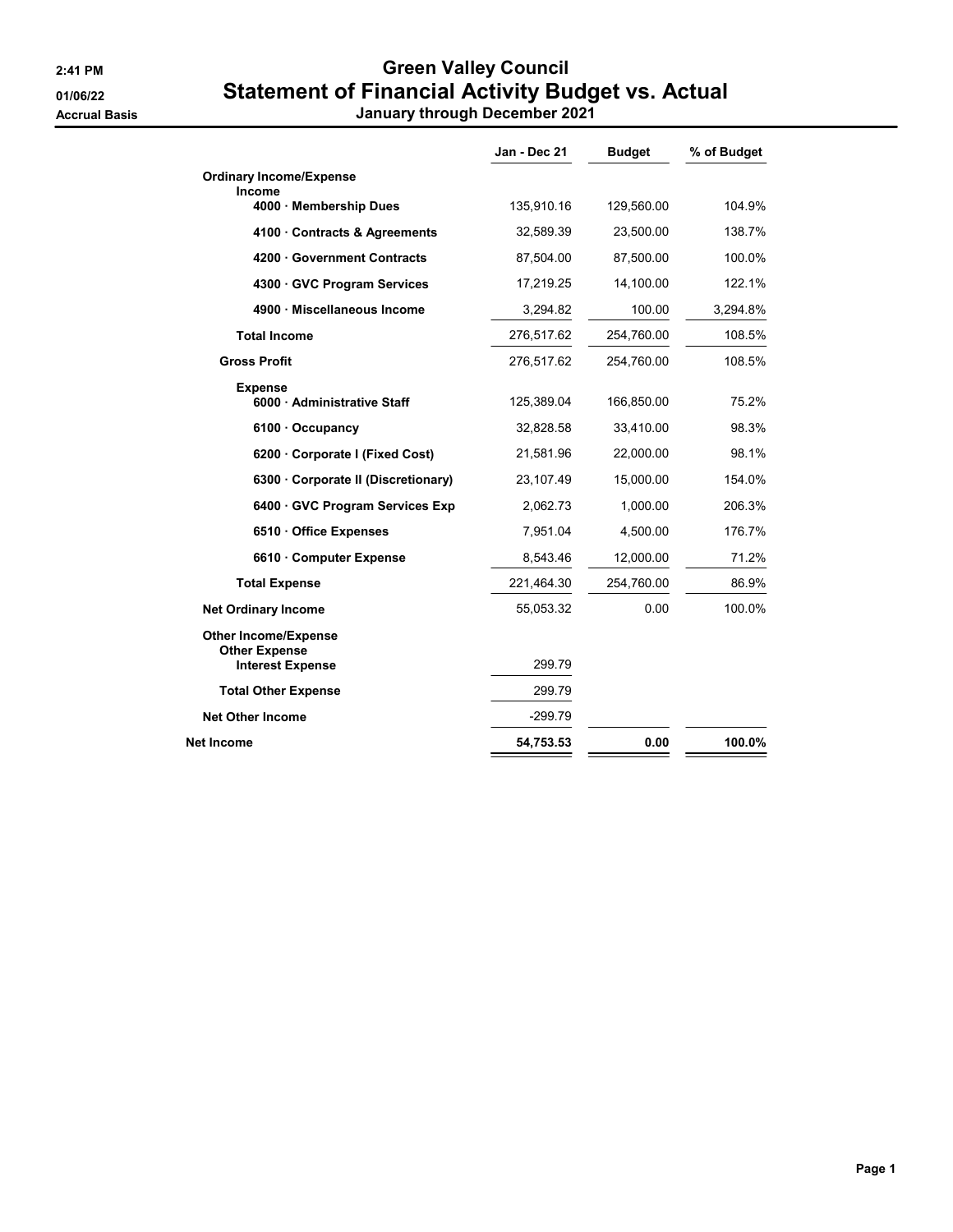2:41 PM
01/06/22
Accrual Basis

# Green Valley Council
## Statement of Financial Activity Budget vs. Actual
### January through December 2021

| | Jan - Dec 21 | Budget | % of Budget |
|---|---|---|---|
| **Ordinary Income/Expense** | | | |
| **Income** | | | |
| **4000 · Membership Dues** | 135,910.16 | 129,560.00 | 104.9% |
| **4100 · Contracts & Agreements** | 32,589.39 | 23,500.00 | 138.7% |
| **4200 · Government Contracts** | 87,504.00 | 87,500.00 | 100.0% |
| **4300 · GVC Program Services** | 17,219.25 | 14,100.00 | 122.1% |
| **4900 · Miscellaneous Income** | 3,294.82 | 100.00 | 3,294.8% |
| **Total Income** | 276,517.62 | 254,760.00 | 108.5% |
| **Gross Profit** | 276,517.62 | 254,760.00 | 108.5% |
| **Expense** | | | |
| **6000 · Administrative Staff** | 125,389.04 | 166,850.00 | 75.2% |
| **6100 · Occupancy** | 32,828.58 | 33,410.00 | 98.3% |
| **6200 · Corporate I (Fixed Cost)** | 21,581.96 | 22,000.00 | 98.1% |
| **6300 · Corporate II (Discretionary)** | 23,107.49 | 15,000.00 | 154.0% |
| **6400 · GVC Program Services Exp** | 2,062.73 | 1,000.00 | 206.3% |
| **6510 · Office Expenses** | 7,951.04 | 4,500.00 | 176.7% |
| **6610 · Computer Expense** | 8,543.46 | 12,000.00 | 71.2% |
| **Total Expense** | 221,464.30 | 254,760.00 | 86.9% |
| **Net Ordinary Income** | 55,053.32 | 0.00 | 100.0% |
| **Other Income/Expense** | | | |
| **Other Expense** | | | |
| **Interest Expense** | 299.79 | | |
| **Total Other Expense** | 299.79 | | |
| **Net Other Income** | -299.79 | | |
| **Net Income** | **54,753.53** | **0.00** | **100.0%** |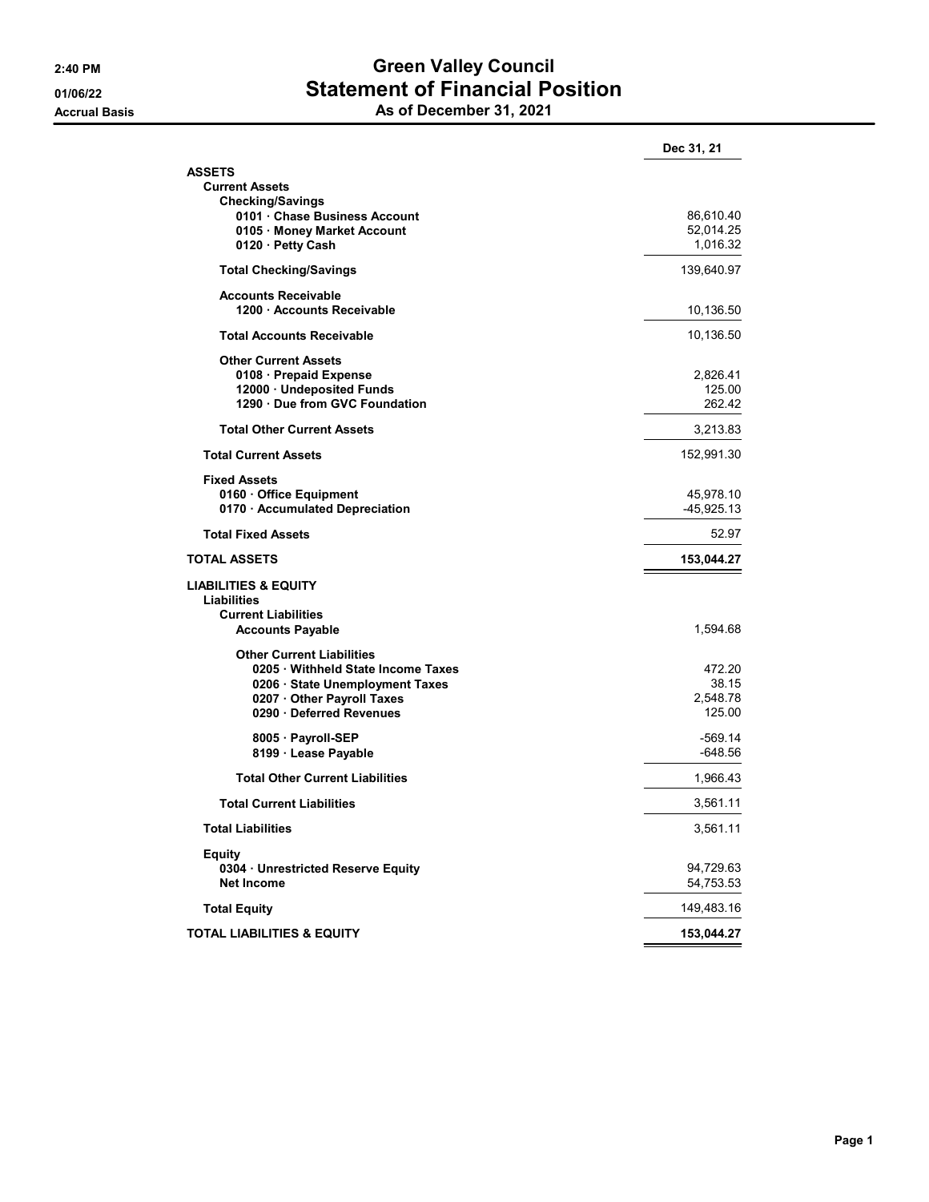# Green Valley Council

## Statement of Financial Position

### As of December 31, 2021

2:40 PM
01/06/22
Accrual Basis

| | Dec 31, 21 |
|---|---|
| **ASSETS** | |
| **Current Assets** | |
| **Checking/Savings** | |
| **0101 · Chase Business Account** | 86,610.40 |
| **0105 · Money Market Account** | 52,014.25 |
| **0120 · Petty Cash** | 1,016.32 |
| **Total Checking/Savings** | 139,640.97 |
| **Accounts Receivable** | |
| **1200 · Accounts Receivable** | 10,136.50 |
| **Total Accounts Receivable** | 10,136.50 |
| **Other Current Assets** | |
| **0108 · Prepaid Expense** | 2,826.41 |
| **12000 · Undeposited Funds** | 125.00 |
| **1290 · Due from GVC Foundation** | 262.42 |
| **Total Other Current Assets** | 3,213.83 |
| **Total Current Assets** | 152,991.30 |
| **Fixed Assets** | |
| **0160 · Office Equipment** | 45,978.10 |
| **0170 · Accumulated Depreciation** | -45,925.13 |
| **Total Fixed Assets** | 52.97 |
| **TOTAL ASSETS** | **153,044.27** |
| **LIABILITIES & EQUITY** | |
| **Liabilities** | |
| **Current Liabilities** | |
| **Accounts Payable** | 1,594.68 |
| **Other Current Liabilities** | |
| **0205 · Withheld State Income Taxes** | 472.20 |
| **0206 · State Unemployment Taxes** | 38.15 |
| **0207 · Other Payroll Taxes** | 2,548.78 |
| **0290 · Deferred Revenues** | 125.00 |
| **8005 · Payroll-SEP** | -569.14 |
| **8199 · Lease Payable** | -648.56 |
| **Total Other Current Liabilities** | 1,966.43 |
| **Total Current Liabilities** | 3,561.11 |
| **Total Liabilities** | 3,561.11 |
| **Equity** | |
| **0304 · Unrestricted Reserve Equity** | 94,729.63 |
| **Net Income** | 54,753.53 |
| **Total Equity** | 149,483.16 |
| **TOTAL LIABILITIES & EQUITY** | **153,044.27** |